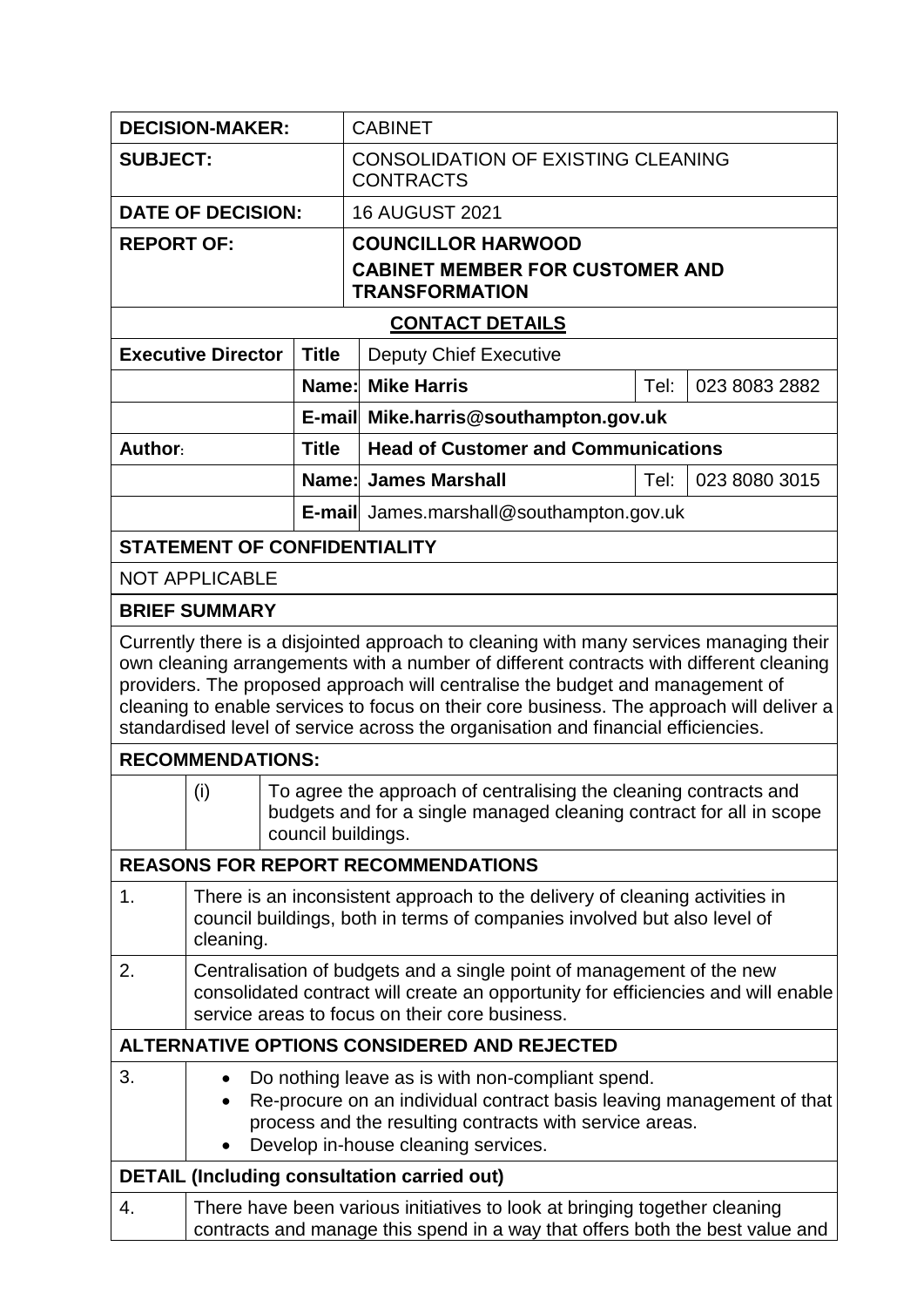| | |
|---|---|
| **DECISION-MAKER:** | CABINET |
| **SUBJECT:** | CONSOLIDATION OF EXISTING CLEANING CONTRACTS |
| **DATE OF DECISION:** | 16 AUGUST 2021 |
| **REPORT OF:** | **COUNCILLOR HARWOOD**<br>**CABINET MEMBER FOR CUSTOMER AND TRANSFORMATION** |

**CONTACT DETAILS**

| | | | | |
|---|---|---|---|---|
| **Executive Director** | **Title** | Deputy Chief Executive | | |
| | **Name:** | **Mike Harris** | Tel: | 023 8083 2882 |
| | **E-mail** | **Mike.harris@southampton.gov.uk** | | |
| **Author:** | **Title** | **Head of Customer and Communications** | | |
| | **Name:** | **James Marshall** | Tel: | 023 8080 3015 |
| | **E-mail** | James.marshall@southampton.gov.uk | | |

**STATEMENT OF CONFIDENTIALITY**

NOT APPLICABLE

**BRIEF SUMMARY**

Currently there is a disjointed approach to cleaning with many services managing their own cleaning arrangements with a number of different contracts with different cleaning providers. The proposed approach will centralise the budget and management of cleaning to enable services to focus on their core business. The approach will deliver a standardised level of service across the organisation and financial efficiencies.

**RECOMMENDATIONS:**

| | |
|---|---|
| (i) | To agree the approach of centralising the cleaning contracts and budgets and for a single managed cleaning contract for all in scope council buildings. |

**REASONS FOR REPORT RECOMMENDATIONS**

| | |
|---|---|
| 1. | There is an inconsistent approach to the delivery of cleaning activities in council buildings, both in terms of companies involved but also level of cleaning. |
| 2. | Centralisation of budgets and a single point of management of the new consolidated contract will create an opportunity for efficiencies and will enable service areas to focus on their core business. |

**ALTERNATIVE OPTIONS CONSIDERED AND REJECTED**

3.
- Do nothing leave as is with non-compliant spend.
- Re-procure on an individual contract basis leaving management of that process and the resulting contracts with service areas.
- Develop in-house cleaning services.

**DETAIL (Including consultation carried out)**

| | |
|---|---|
| 4. | There have been various initiatives to look at bringing together cleaning contracts and manage this spend in a way that offers both the best value and |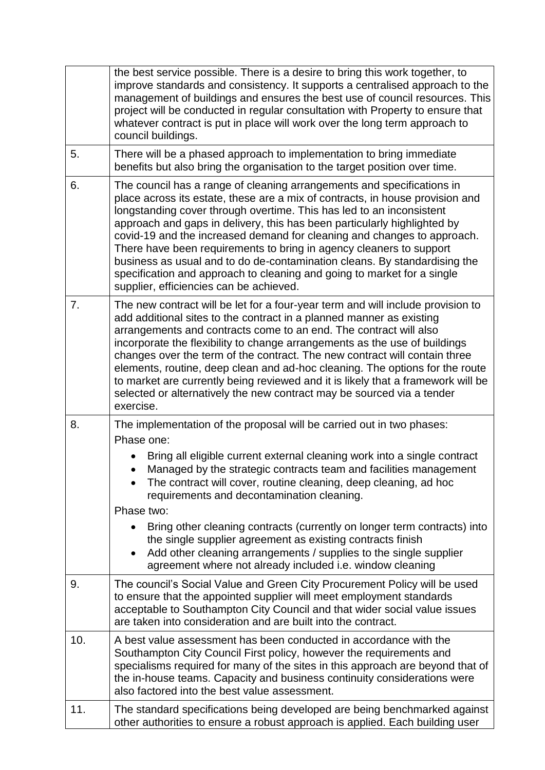| | |
|---|---|
| | the best service possible. There is a desire to bring this work together, to improve standards and consistency. It supports a centralised approach to the management of buildings and ensures the best use of council resources. This project will be conducted in regular consultation with Property to ensure that whatever contract is put in place will work over the long term approach to council buildings. |
| 5. | There will be a phased approach to implementation to bring immediate benefits but also bring the organisation to the target position over time. |
| 6. | The council has a range of cleaning arrangements and specifications in place across its estate, these are a mix of contracts, in house provision and longstanding cover through overtime. This has led to an inconsistent approach and gaps in delivery, this has been particularly highlighted by covid-19 and the increased demand for cleaning and changes to approach. There have been requirements to bring in agency cleaners to support business as usual and to do de-contamination cleans. By standardising the specification and approach to cleaning and going to market for a single supplier, efficiencies can be achieved. |
| 7. | The new contract will be let for a four-year term and will include provision to add additional sites to the contract in a planned manner as existing arrangements and contracts come to an end. The contract will also incorporate the flexibility to change arrangements as the use of buildings changes over the term of the contract. The new contract will contain three elements, routine, deep clean and ad-hoc cleaning. The options for the route to market are currently being reviewed and it is likely that a framework will be selected or alternatively the new contract may be sourced via a tender exercise. |
| 8. | The implementation of the proposal will be carried out in two phases:<br>Phase one:<br>• Bring all eligible current external cleaning work into a single contract<br>• Managed by the strategic contracts team and facilities management<br>• The contract will cover, routine cleaning, deep cleaning, ad hoc requirements and decontamination cleaning.<br>Phase two:<br>• Bring other cleaning contracts (currently on longer term contracts) into the single supplier agreement as existing contracts finish<br>• Add other cleaning arrangements / supplies to the single supplier agreement where not already included i.e. window cleaning |
| 9. | The council's Social Value and Green City Procurement Policy will be used to ensure that the appointed supplier will meet employment standards acceptable to Southampton City Council and that wider social value issues are taken into consideration and are built into the contract. |
| 10. | A best value assessment has been conducted in accordance with the Southampton City Council First policy, however the requirements and specialisms required for many of the sites in this approach are beyond that of the in-house teams. Capacity and business continuity considerations were also factored into the best value assessment. |
| 11. | The standard specifications being developed are being benchmarked against other authorities to ensure a robust approach is applied. Each building user |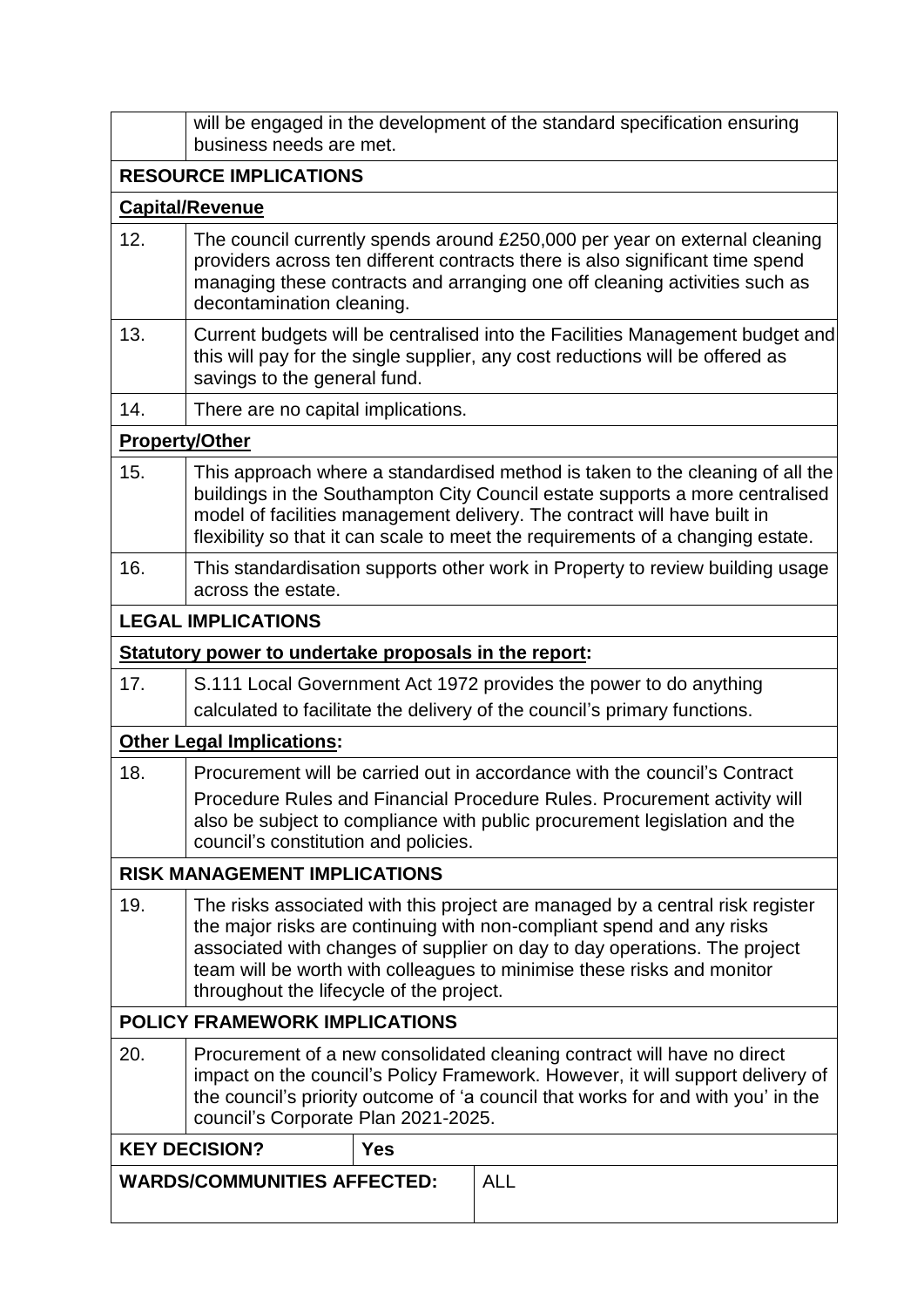|  |  |
|---|---|
|  | will be engaged in the development of the standard specification ensuring business needs are met. |
| **RESOURCE IMPLICATIONS** | |
| **Capital/Revenue** | |
| 12. | The council currently spends around £250,000 per year on external cleaning providers across ten different contracts there is also significant time spend managing these contracts and arranging one off cleaning activities such as decontamination cleaning. |
| 13. | Current budgets will be centralised into the Facilities Management budget and this will pay for the single supplier, any cost reductions will be offered as savings to the general fund. |
| 14. | There are no capital implications. |
| **Property/Other** | |
| 15. | This approach where a standardised method is taken to the cleaning of all the buildings in the Southampton City Council estate supports a more centralised model of facilities management delivery. The contract will have built in flexibility so that it can scale to meet the requirements of a changing estate. |
| 16. | This standardisation supports other work in Property to review building usage across the estate. |
| **LEGAL IMPLICATIONS** | |
| **Statutory power to undertake proposals in the report:** | |
| 17. | S.111 Local Government Act 1972 provides the power to do anything calculated to facilitate the delivery of the council's primary functions. |
| **Other Legal Implications:** | |
| 18. | Procurement will be carried out in accordance with the council's Contract Procedure Rules and Financial Procedure Rules. Procurement activity will also be subject to compliance with public procurement legislation and the council's constitution and policies. |
| **RISK MANAGEMENT IMPLICATIONS** | |
| 19. | The risks associated with this project are managed by a central risk register the major risks are continuing with non-compliant spend and any risks associated with changes of supplier on day to day operations. The project team will be worth with colleagues to minimise these risks and monitor throughout the lifecycle of the project. |
| **POLICY FRAMEWORK IMPLICATIONS** | |
| 20. | Procurement of a new consolidated cleaning contract will have no direct impact on the council's Policy Framework. However, it will support delivery of the council's priority outcome of 'a council that works for and with you' in the council's Corporate Plan 2021-2025. |

| | |
|---|---|
| **KEY DECISION?** | **Yes** |
| **WARDS/COMMUNITIES AFFECTED:** | ALL |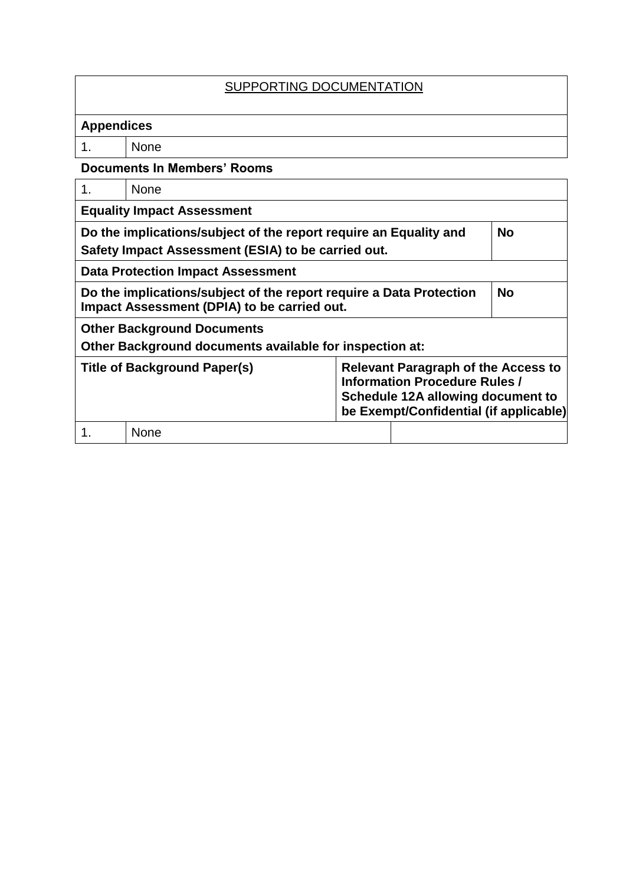SUPPORTING DOCUMENTATION

| | | |
|---|---|---|
| **Appendices** | | |
| 1. | None | |

**Documents In Members' Rooms**

| | | |
|---|---|---|
| 1. | None | |
| **Equality Impact Assessment** | | |
| **Do the implications/subject of the report require an Equality and Safety Impact Assessment (ESIA) to be carried out.** | | **No** |
| **Data Protection Impact Assessment** | | |
| **Do the implications/subject of the report require a Data Protection Impact Assessment (DPIA) to be carried out.** | | **No** |
| **Other Background Documents** | | |
| **Other Background documents available for inspection at:** | | |

| | | |
|---|---|---|
| **Title of Background Paper(s)** | | **Relevant Paragraph of the Access to Information Procedure Rules / Schedule 12A allowing document to be Exempt/Confidential (if applicable)** |
| 1. | None | |